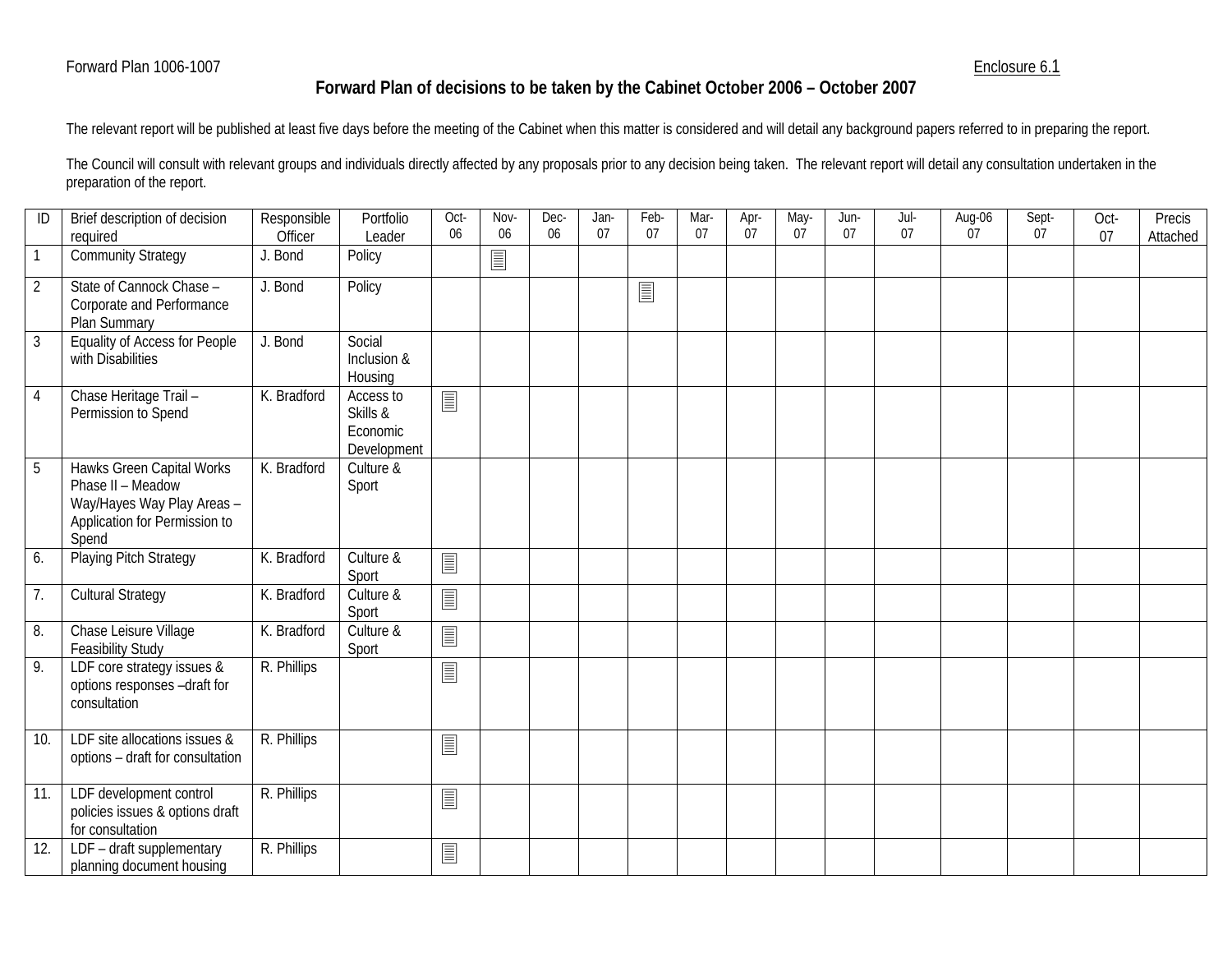Forward Plan 1006-1007

Enclosure 6.1

## Forward Plan of decisions to be taken by the Cabinet October 2006 – October 2007

The relevant report will be published at least five days before the meeting of the Cabinet when this matter is considered and will detail any background papers referred to in preparing the report.

The Council will consult with relevant groups and individuals directly affected by any proposals prior to any decision being taken. The relevant report will detail any consultation undertaken in the preparation of the report.

| ID | Brief description of decision required | Responsible Officer | Portfolio Leader | Oct-06 | Nov-06 | Dec-06 | Jan-07 | Feb-07 | Mar-07 | Apr-07 | May-07 | Jun-07 | Jul-07 | Aug-06 07 | Sept-07 | Oct-07 | Precis Attached |
|---|---|---|---|---|---|---|---|---|---|---|---|---|---|---|---|---|---|
| 1 | Community Strategy | J. Bond | Policy | | 📄 | | | | | | | | | | | | |
| 2 | State of Cannock Chase – Corporate and Performance Plan Summary | J. Bond | Policy | | | | | 📄 | | | | | | | | | |
| 3 | Equality of Access for People with Disabilities | J. Bond | Social Inclusion & Housing | | | | | | | | | | | | | | |
| 4 | Chase Heritage Trail – Permission to Spend | K. Bradford | Access to Skills & Economic Development | 📄 | | | | | | | | | | | | | |
| 5 | Hawks Green Capital Works Phase II – Meadow Way/Hayes Way Play Areas – Application for Permission to Spend | K. Bradford | Culture & Sport | | | | | | | | | | | | | | |
| 6. | Playing Pitch Strategy | K. Bradford | Culture & Sport | 📄 | | | | | | | | | | | | | |
| 7. | Cultural Strategy | K. Bradford | Culture & Sport | 📄 | | | | | | | | | | | | | |
| 8. | Chase Leisure Village Feasibility Study | K. Bradford | Culture & Sport | 📄 | | | | | | | | | | | | | |
| 9. | LDF core strategy issues & options responses –draft for consultation | R. Phillips | | 📄 | | | | | | | | | | | | | |
| 10. | LDF site allocations issues & options – draft for consultation | R. Phillips | | 📄 | | | | | | | | | | | | | |
| 11. | LDF development control policies issues & options draft for consultation | R. Phillips | | 📄 | | | | | | | | | | | | | |
| 12. | LDF – draft supplementary planning document housing | R. Phillips | | 📄 | | | | | | | | | | | | | |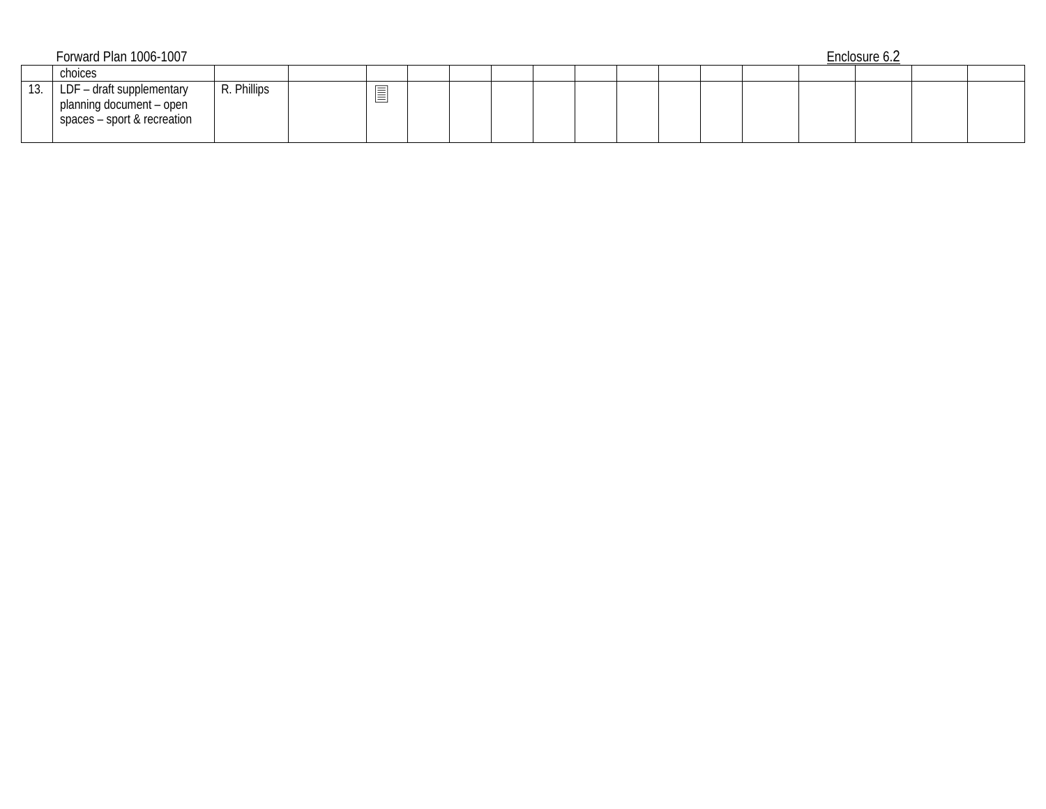| | | | | | | | | | | | | | | | | | |
|---|---|---|---|---|---|---|---|---|---|---|---|---|---|---|---|---|---|
| | choices | | | | | | | | | | | | | | | | |
| 13. | LDF – draft supplementary planning document – open spaces – sport & recreation | R. Phillips | | ▤ | | | | | | | | | | | | | |